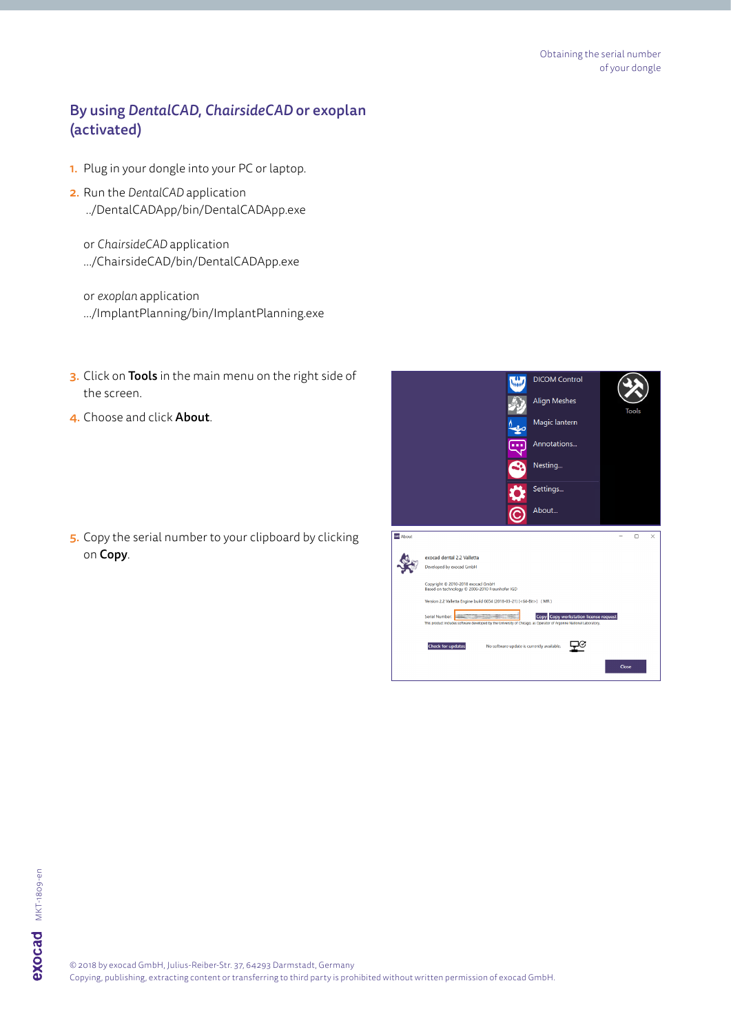## By using *DentalCAD, ChairsideCAD* or exoplan (activated)

1. Plug in your dongle into your PC or laptop.
2. Run the *DentalCAD* application
   ../DentalCADApp/bin/DentalCADApp.exe

   or *ChairsideCAD* application
   .../ChairsideCAD/bin/DentalCADApp.exe

   or *exoplan* application
   .../ImplantPlanning/bin/ImplantPlanning.exe

3. Click on **Tools** in the main menu on the right side of the screen.
4. Choose and click **About**.
5. Copy the serial number to your clipboard by clicking on **Copy**.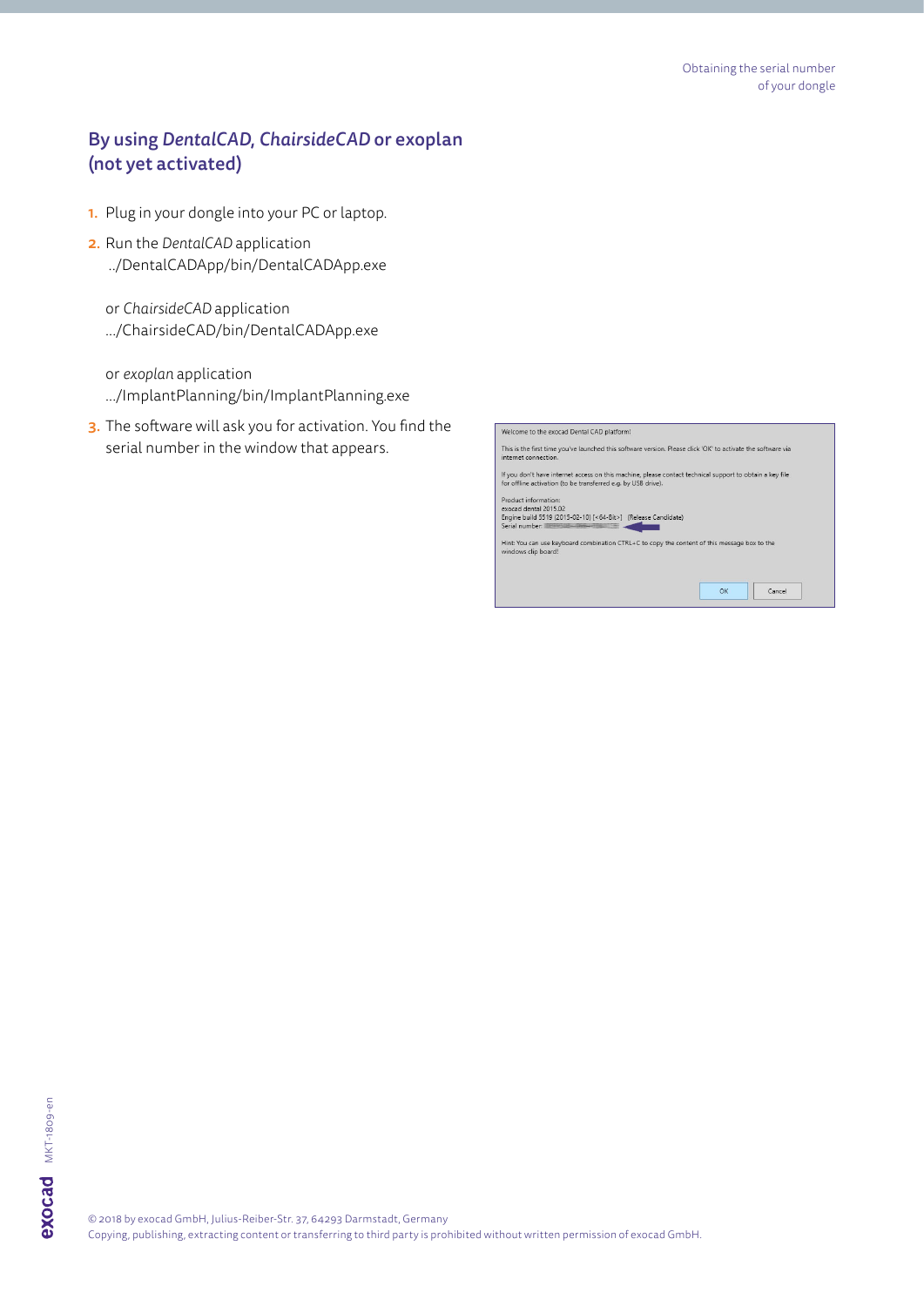## By using *DentalCAD, ChairsideCAD* or exoplan (not yet activated)

1. Plug in your dongle into your PC or laptop.
2. Run the *DentalCAD* application
   ../DentalCADApp/bin/DentalCADApp.exe

   or *ChairsideCAD* application
   .../ChairsideCAD/bin/DentalCADApp.exe

   or *exoplan* application
   .../ImplantPlanning/bin/ImplantPlanning.exe
3. The software will ask you for activation. You find the serial number in the window that appears.

Welcome to the exocad Dental CAD platform!

This is the first time you've launched this software version. Please click 'OK' to activate the software via internet connection.

If you don't have internet access on this machine, please contact technical support to obtain a key file for offline activation (to be transferred e.g. by USB drive).

Product information:
exocad dental 2015.02
Engine build 5519 (2015-02-10) [<64-Bit>] (Release Candidate)
Serial number:

Hint: You can use keyboard combination CTRL+C to copy the content of this message box to the windows clip board!

OK Cancel

© 2018 by exocad GmbH, Julius-Reiber-Str. 37, 64293 Darmstadt, Germany
Copying, publishing, extracting content or transferring to third party is prohibited without written permission of exocad GmbH.